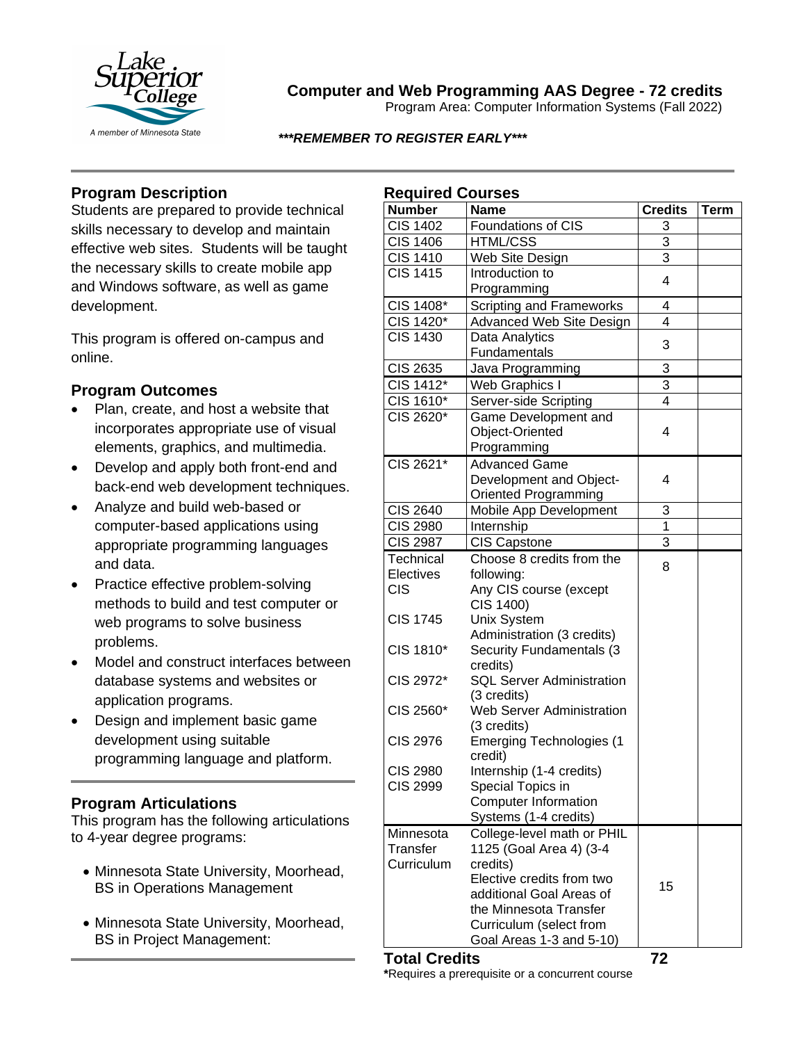# Computer and Web Programming AAS Degree - 72 credits

Program Area: Computer Information Systems (Fall 2022)

***\*\*\*REMEMBER TO REGISTER EARLY\*\*\****

## Program Description

Students are prepared to provide technical skills necessary to develop and maintain effective web sites. Students will be taught the necessary skills to create mobile app and Windows software, as well as game development.

This program is offered on-campus and online.

## Program Outcomes

- Plan, create, and host a website that incorporates appropriate use of visual elements, graphics, and multimedia.
- Develop and apply both front-end and back-end web development techniques.
- Analyze and build web-based or computer-based applications using appropriate programming languages and data.
- Practice effective problem-solving methods to build and test computer or web programs to solve business problems.
- Model and construct interfaces between database systems and websites or application programs.
- Design and implement basic game development using suitable programming language and platform.

## Program Articulations

This program has the following articulations to 4-year degree programs:

- Minnesota State University, Moorhead, BS in Operations Management
- Minnesota State University, Moorhead, BS in Project Management:

## Required Courses

| Number | Name | Credits | Term |
|---|---|---|---|
| CIS 1402 | Foundations of CIS | 3 | |
| CIS 1406 | HTML/CSS | 3 | |
| CIS 1410 | Web Site Design | 3 | |
| CIS 1415 | Introduction to Programming | 4 | |
| CIS 1408* | Scripting and Frameworks | 4 | |
| CIS 1420* | Advanced Web Site Design | 4 | |
| CIS 1430 | Data Analytics Fundamentals | 3 | |
| CIS 2635 | Java Programming | 3 | |
| CIS 1412* | Web Graphics I | 3 | |
| CIS 1610* | Server-side Scripting | 4 | |
| CIS 2620* | Game Development and Object-Oriented Programming | 4 | |
| CIS 2621* | Advanced Game Development and Object-Oriented Programming | 4 | |
| CIS 2640 | Mobile App Development | 3 | |
| CIS 2980 | Internship | 1 | |
| CIS 2987 | CIS Capstone | 3 | |
| Technical Electives | Choose 8 credits from the following: | 8 | |
| CIS | Any CIS course (except CIS 1400) | | |
| CIS 1745 | Unix System Administration (3 credits) | | |
| CIS 1810* | Security Fundamentals (3 credits) | | |
| CIS 2972* | SQL Server Administration (3 credits) | | |
| CIS 2560* | Web Server Administration (3 credits) | | |
| CIS 2976 | Emerging Technologies (1 credit) | | |
| CIS 2980 | Internship (1-4 credits) | | |
| CIS 2999 | Special Topics in Computer Information Systems (1-4 credits) | | |
| Minnesota Transfer Curriculum | College-level math or PHIL 1125 (Goal Area 4) (3-4 credits) Elective credits from two additional Goal Areas of the Minnesota Transfer Curriculum (select from Goal Areas 1-3 and 5-10) | 15 | |
| **Total Credits** | | **72** | |

**\***Requires a prerequisite or a concurrent course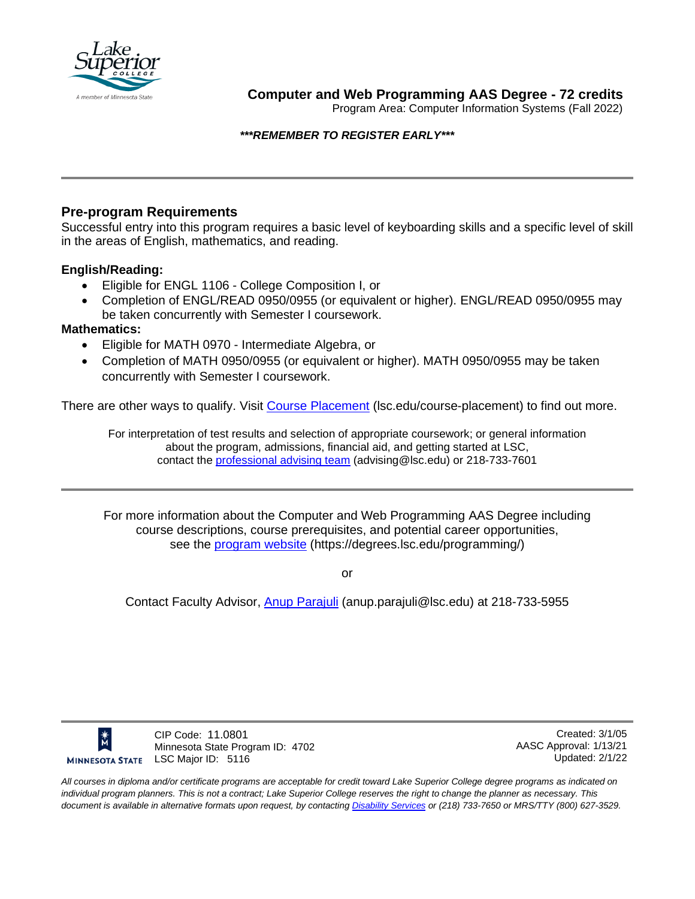# Computer and Web Programming AAS Degree - 72 credits

Program Area: Computer Information Systems (Fall 2022)

***\*\*\*REMEMBER TO REGISTER EARLY\*\*\****

---

## Pre-program Requirements

Successful entry into this program requires a basic level of keyboarding skills and a specific level of skill in the areas of English, mathematics, and reading.

**English/Reading:**

- Eligible for ENGL 1106 - College Composition I, or
- Completion of ENGL/READ 0950/0955 (or equivalent or higher). ENGL/READ 0950/0955 may be taken concurrently with Semester I coursework.

**Mathematics:**

- Eligible for MATH 0970 - Intermediate Algebra, or
- Completion of MATH 0950/0955 (or equivalent or higher). MATH 0950/0955 may be taken concurrently with Semester I coursework.

There are other ways to qualify. Visit Course Placement (lsc.edu/course-placement) to find out more.

For interpretation of test results and selection of appropriate coursework; or general information about the program, admissions, financial aid, and getting started at LSC, contact the professional advising team (advising@lsc.edu) or 218-733-7601

---

For more information about the Computer and Web Programming AAS Degree including course descriptions, course prerequisites, and potential career opportunities, see the program website (https://degrees.lsc.edu/programming/)

or

Contact Faculty Advisor, Anup Parajuli (anup.parajuli@lsc.edu) at 218-733-5955

---

CIP Code: 11.0801
Minnesota State Program ID: 4702
LSC Major ID: 5116

Created: 3/1/05
AASC Approval: 1/13/21
Updated: 2/1/22

*All courses in diploma and/or certificate programs are acceptable for credit toward Lake Superior College degree programs as indicated on individual program planners. This is not a contract; Lake Superior College reserves the right to change the planner as necessary. This document is available in alternative formats upon request, by contacting Disability Services or (218) 733-7650 or MRS/TTY (800) 627-3529.*